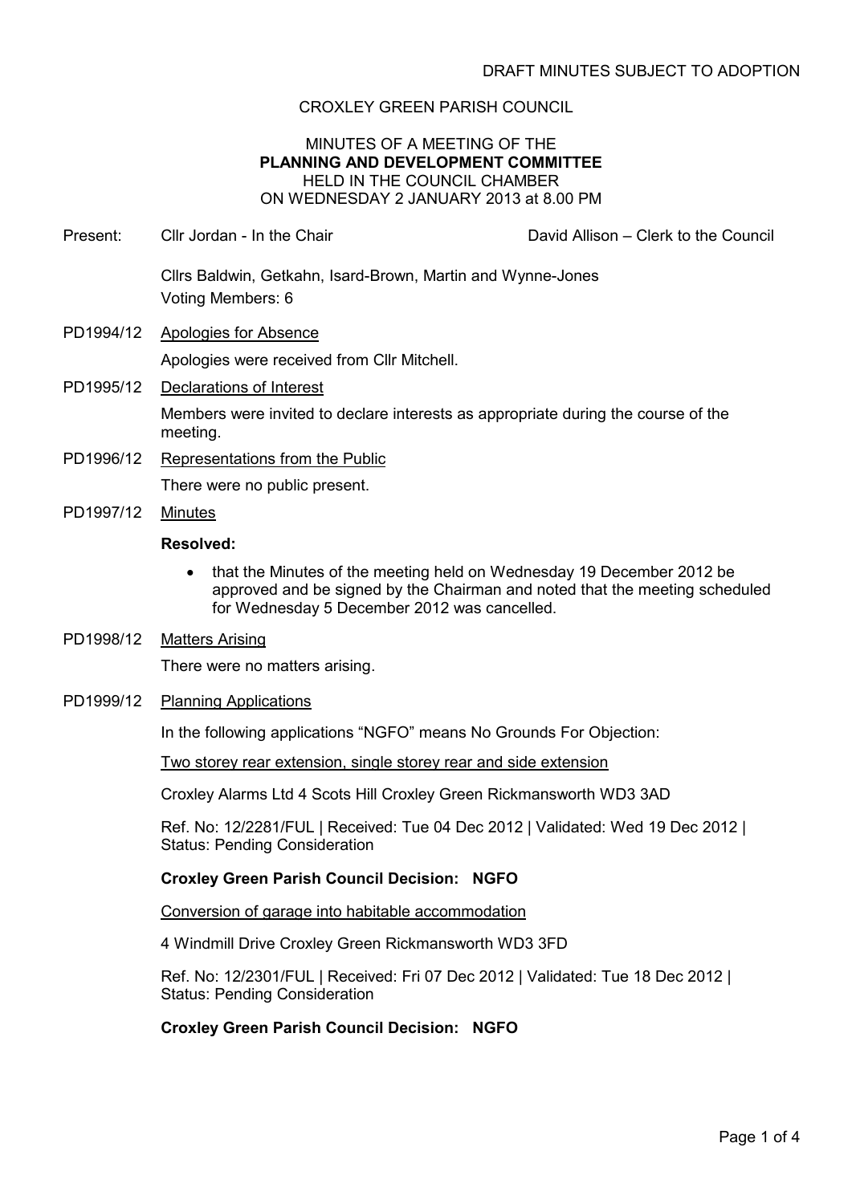DRAFT MINUTES SUBJECT TO ADOPTION

# CROXLEY GREEN PARISH COUNCIL

MINUTES OF A MEETING OF THE
**PLANNING AND DEVELOPMENT COMMITTEE**
HELD IN THE COUNCIL CHAMBER
ON WEDNESDAY 2 JANUARY 2013 at 8.00 PM

Present: Cllr Jordan - In the Chair — David Allison – Clerk to the Council

Cllrs Baldwin, Getkahn, Isard-Brown, Martin and Wynne-Jones
Voting Members: 6

PD1994/12 Apologies for Absence

Apologies were received from Cllr Mitchell.

PD1995/12 Declarations of Interest

Members were invited to declare interests as appropriate during the course of the meeting.

PD1996/12 Representations from the Public

There were no public present.

PD1997/12 Minutes

**Resolved:**

- that the Minutes of the meeting held on Wednesday 19 December 2012 be approved and be signed by the Chairman and noted that the meeting scheduled for Wednesday 5 December 2012 was cancelled.

PD1998/12 Matters Arising

There were no matters arising.

PD1999/12 Planning Applications

In the following applications "NGFO" means No Grounds For Objection:

Two storey rear extension, single storey rear and side extension

Croxley Alarms Ltd 4 Scots Hill Croxley Green Rickmansworth WD3 3AD

Ref. No: 12/2281/FUL | Received: Tue 04 Dec 2012 | Validated: Wed 19 Dec 2012 | Status: Pending Consideration

**Croxley Green Parish Council Decision: NGFO**

Conversion of garage into habitable accommodation

4 Windmill Drive Croxley Green Rickmansworth WD3 3FD

Ref. No: 12/2301/FUL | Received: Fri 07 Dec 2012 | Validated: Tue 18 Dec 2012 | Status: Pending Consideration

**Croxley Green Parish Council Decision: NGFO**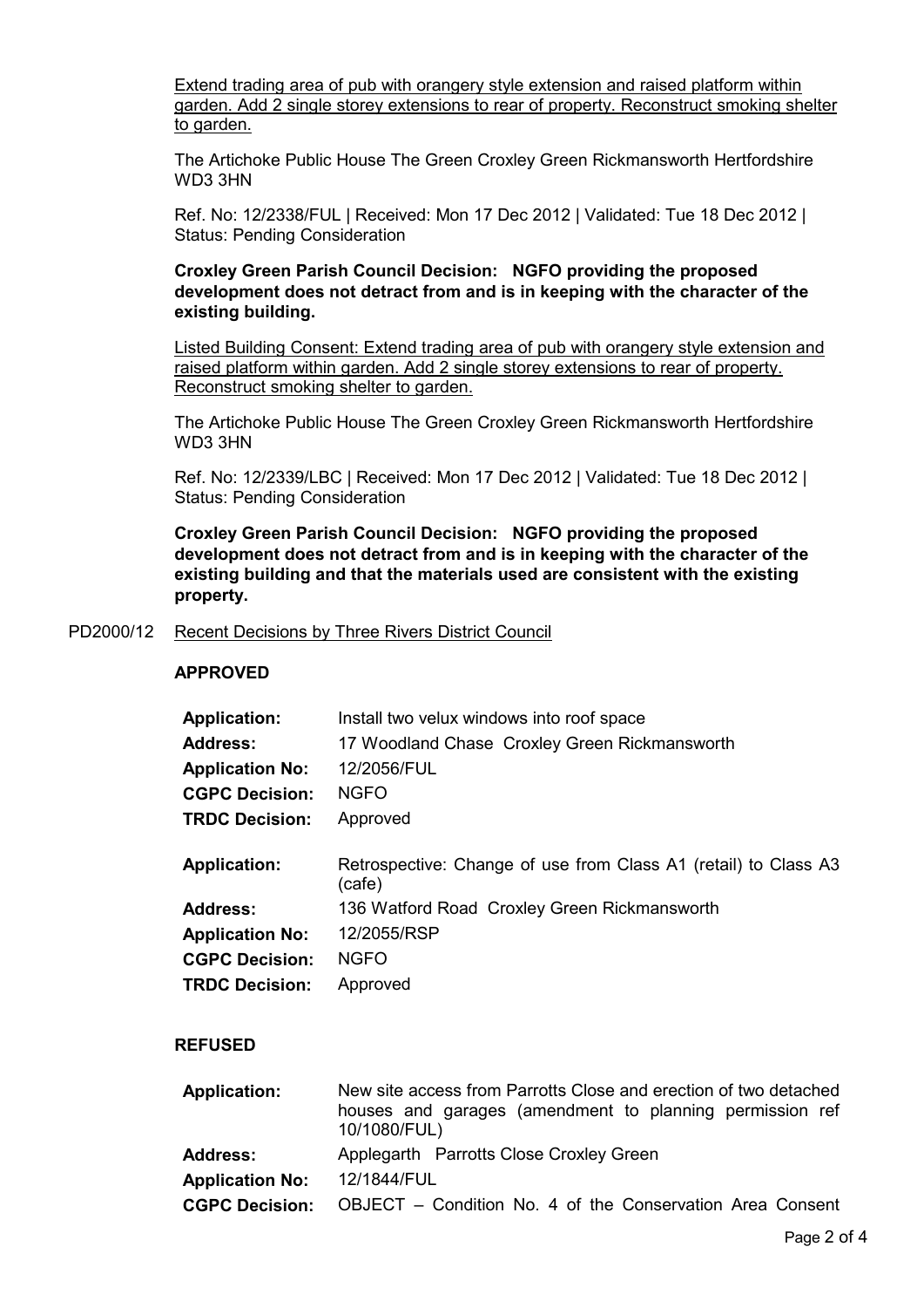Extend trading area of pub with orangery style extension and raised platform within garden. Add 2 single storey extensions to rear of property. Reconstruct smoking shelter to garden.

The Artichoke Public House The Green Croxley Green Rickmansworth Hertfordshire WD3 3HN

Ref. No: 12/2338/FUL | Received: Mon 17 Dec 2012 | Validated: Tue 18 Dec 2012 | Status: Pending Consideration

**Croxley Green Parish Council Decision: NGFO providing the proposed development does not detract from and is in keeping with the character of the existing building.**

Listed Building Consent: Extend trading area of pub with orangery style extension and raised platform within garden. Add 2 single storey extensions to rear of property. Reconstruct smoking shelter to garden.

The Artichoke Public House The Green Croxley Green Rickmansworth Hertfordshire WD3 3HN

Ref. No: 12/2339/LBC | Received: Mon 17 Dec 2012 | Validated: Tue 18 Dec 2012 | Status: Pending Consideration

**Croxley Green Parish Council Decision: NGFO providing the proposed development does not detract from and is in keeping with the character of the existing building and that the materials used are consistent with the existing property.**

PD2000/12 Recent Decisions by Three Rivers District Council

**APPROVED**

| | |
|---|---|
| **Application:** | Install two velux windows into roof space |
| **Address:** | 17 Woodland Chase Croxley Green Rickmansworth |
| **Application No:** | 12/2056/FUL |
| **CGPC Decision:** | NGFO |
| **TRDC Decision:** | Approved |

| | |
|---|---|
| **Application:** | Retrospective: Change of use from Class A1 (retail) to Class A3 (cafe) |
| **Address:** | 136 Watford Road Croxley Green Rickmansworth |
| **Application No:** | 12/2055/RSP |
| **CGPC Decision:** | NGFO |
| **TRDC Decision:** | Approved |

**REFUSED**

| | |
|---|---|
| **Application:** | New site access from Parrotts Close and erection of two detached houses and garages (amendment to planning permission ref 10/1080/FUL) |
| **Address:** | Applegarth Parrotts Close Croxley Green |
| **Application No:** | 12/1844/FUL |
| **CGPC Decision:** | OBJECT – Condition No. 4 of the Conservation Area Consent |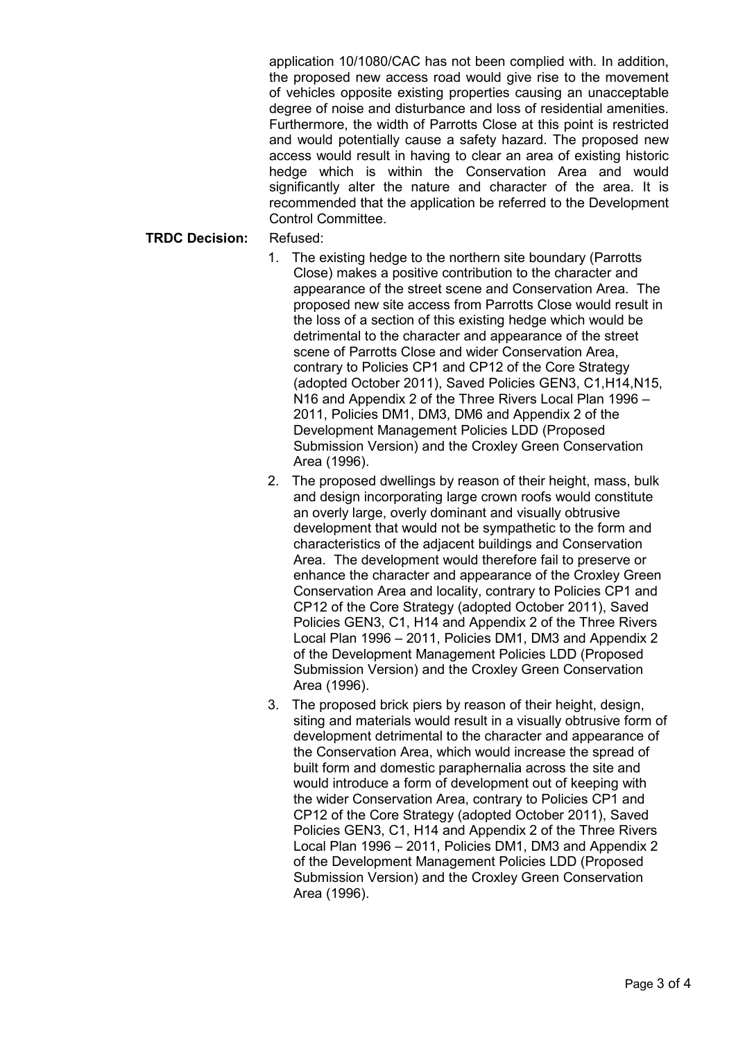application 10/1080/CAC has not been complied with. In addition, the proposed new access road would give rise to the movement of vehicles opposite existing properties causing an unacceptable degree of noise and disturbance and loss of residential amenities. Furthermore, the width of Parrotts Close at this point is restricted and would potentially cause a safety hazard. The proposed new access would result in having to clear an area of existing historic hedge which is within the Conservation Area and would significantly alter the nature and character of the area. It is recommended that the application be referred to the Development Control Committee.

**TRDC Decision:** Refused:

1. The existing hedge to the northern site boundary (Parrotts Close) makes a positive contribution to the character and appearance of the street scene and Conservation Area. The proposed new site access from Parrotts Close would result in the loss of a section of this existing hedge which would be detrimental to the character and appearance of the street scene of Parrotts Close and wider Conservation Area, contrary to Policies CP1 and CP12 of the Core Strategy (adopted October 2011), Saved Policies GEN3, C1,H14,N15, N16 and Appendix 2 of the Three Rivers Local Plan 1996 – 2011, Policies DM1, DM3, DM6 and Appendix 2 of the Development Management Policies LDD (Proposed Submission Version) and the Croxley Green Conservation Area (1996).
2. The proposed dwellings by reason of their height, mass, bulk and design incorporating large crown roofs would constitute an overly large, overly dominant and visually obtrusive development that would not be sympathetic to the form and characteristics of the adjacent buildings and Conservation Area. The development would therefore fail to preserve or enhance the character and appearance of the Croxley Green Conservation Area and locality, contrary to Policies CP1 and CP12 of the Core Strategy (adopted October 2011), Saved Policies GEN3, C1, H14 and Appendix 2 of the Three Rivers Local Plan 1996 – 2011, Policies DM1, DM3 and Appendix 2 of the Development Management Policies LDD (Proposed Submission Version) and the Croxley Green Conservation Area (1996).
3. The proposed brick piers by reason of their height, design, siting and materials would result in a visually obtrusive form of development detrimental to the character and appearance of the Conservation Area, which would increase the spread of built form and domestic paraphernalia across the site and would introduce a form of development out of keeping with the wider Conservation Area, contrary to Policies CP1 and CP12 of the Core Strategy (adopted October 2011), Saved Policies GEN3, C1, H14 and Appendix 2 of the Three Rivers Local Plan 1996 – 2011, Policies DM1, DM3 and Appendix 2 of the Development Management Policies LDD (Proposed Submission Version) and the Croxley Green Conservation Area (1996).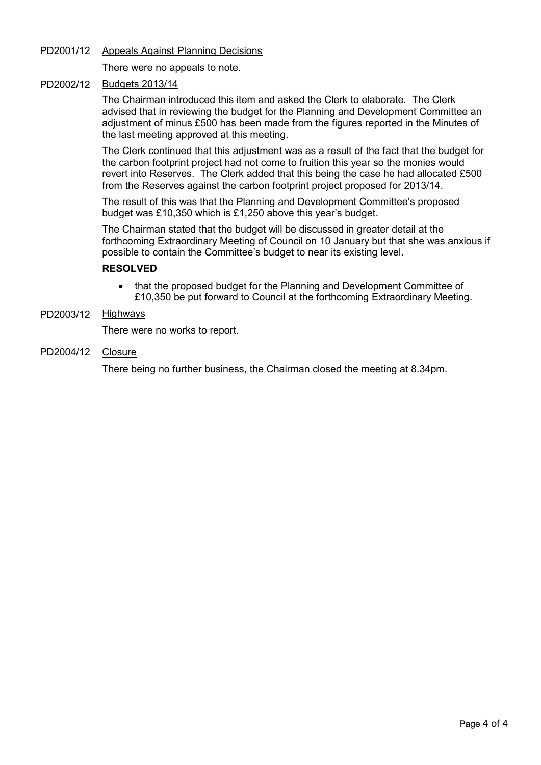PD2001/12 Appeals Against Planning Decisions

There were no appeals to note.

PD2002/12 Budgets 2013/14

The Chairman introduced this item and asked the Clerk to elaborate. The Clerk advised that in reviewing the budget for the Planning and Development Committee an adjustment of minus £500 has been made from the figures reported in the Minutes of the last meeting approved at this meeting.

The Clerk continued that this adjustment was as a result of the fact that the budget for the carbon footprint project had not come to fruition this year so the monies would revert into Reserves. The Clerk added that this being the case he had allocated £500 from the Reserves against the carbon footprint project proposed for 2013/14.

The result of this was that the Planning and Development Committee's proposed budget was £10,350 which is £1,250 above this year's budget.

The Chairman stated that the budget will be discussed in greater detail at the forthcoming Extraordinary Meeting of Council on 10 January but that she was anxious if possible to contain the Committee's budget to near its existing level.

**RESOLVED**

- that the proposed budget for the Planning and Development Committee of £10,350 be put forward to Council at the forthcoming Extraordinary Meeting.

PD2003/12 Highways

There were no works to report.

PD2004/12 Closure

There being no further business, the Chairman closed the meeting at 8.34pm.